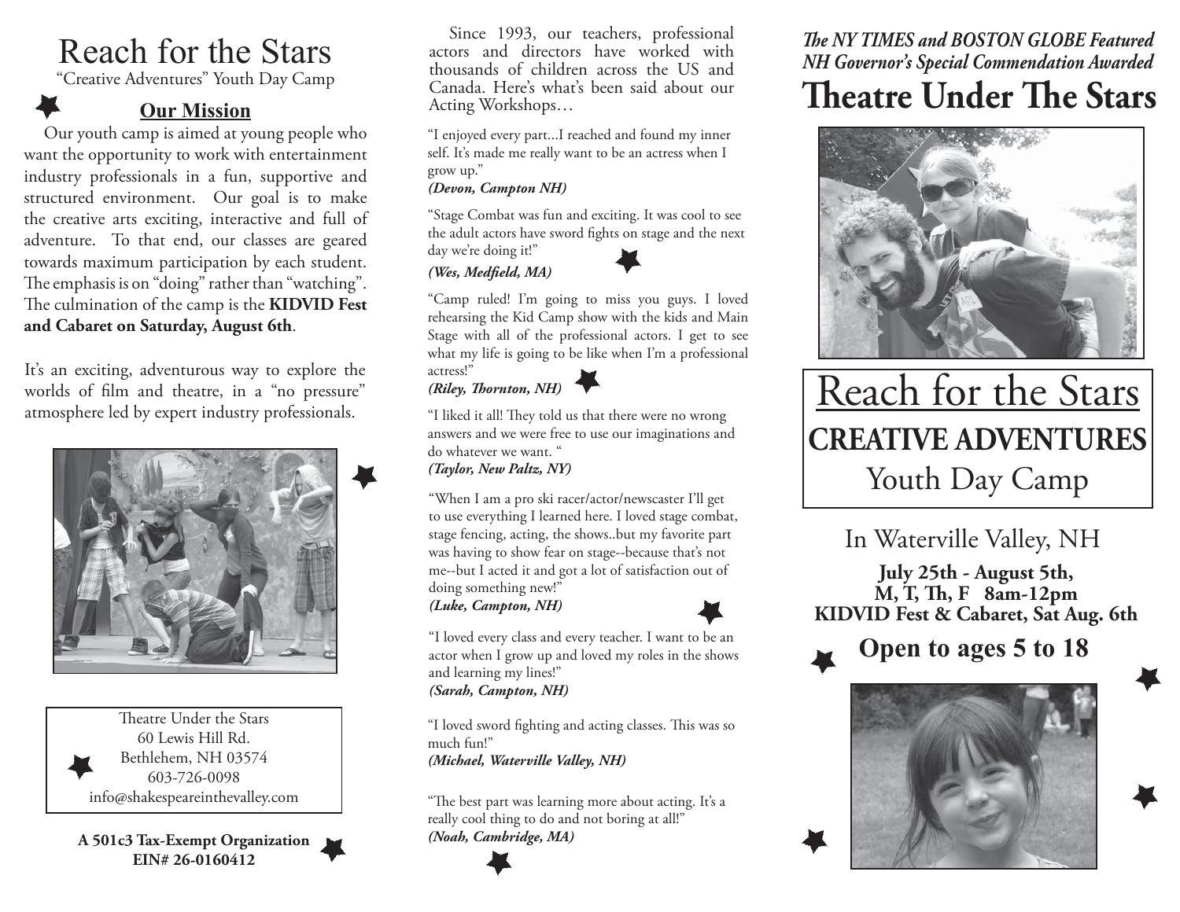# Reach for the Stars

"Creative Adventures" Youth Day Camp

## Our Mission

Our youth camp is aimed at young people who want the opportunity to work with entertainment industry professionals in a fun, supportive and structured environment. Our goal is to make the creative arts exciting, interactive and full of adventure. To that end, our classes are geared towards maximum participation by each student. The emphasis is on "doing" rather than "watching". The culmination of the camp is the **KIDVID Fest and Cabaret on Saturday, August 6th**.

It's an exciting, adventurous way to explore the worlds of film and theatre, in a "no pressure" atmosphere led by expert industry professionals.

Theatre Under the Stars
60 Lewis Hill Rd.
Bethlehem, NH 03574
603-726-0098
info@shakespeareinthevalley.com

**A 501c3 Tax-Exempt Organization**
**EIN# 26-0160412**

Since 1993, our teachers, professional actors and directors have worked with thousands of children across the US and Canada. Here's what's been said about our Acting Workshops…

"I enjoyed every part...I reached and found my inner self. It's made me really want to be an actress when I grow up."
***(Devon, Campton NH)***

"Stage Combat was fun and exciting. It was cool to see the adult actors have sword fights on stage and the next day we're doing it!"
***(Wes, Medfield, MA)***

"Camp ruled! I'm going to miss you guys. I loved rehearsing the Kid Camp show with the kids and Main Stage with all of the professional actors. I get to see what my life is going to be like when I'm a professional actress!"
***(Riley, Thornton, NH)***

"I liked it all! They told us that there were no wrong answers and we were free to use our imaginations and do whatever we want. "
***(Taylor, New Paltz, NY)***

"When I am a pro ski racer/actor/newscaster I'll get to use everything I learned here. I loved stage combat, stage fencing, acting, the shows..but my favorite part was having to show fear on stage--because that's not me--but I acted it and got a lot of satisfaction out of doing something new!"
***(Luke, Campton, NH)***

"I loved every class and every teacher. I want to be an actor when I grow up and loved my roles in the shows and learning my lines!"
***(Sarah, Campton, NH)***

"I loved sword fighting and acting classes. This was so much fun!"
***(Michael, Waterville Valley, NH)***

"The best part was learning more about acting. It's a really cool thing to do and not boring at all!"
***(Noah, Cambridge, MA)***

***The NY TIMES and BOSTON GLOBE Featured***
***NH Governor's Special Commendation Awarded***

# Theatre Under The Stars

# Reach for the Stars

## CREATIVE ADVENTURES

Youth Day Camp

In Waterville Valley, NH

**July 25th - August 5th,**
**M, T, Th, F 8am-12pm**
**KIDVID Fest & Cabaret, Sat Aug. 6th**

## Open to ages 5 to 18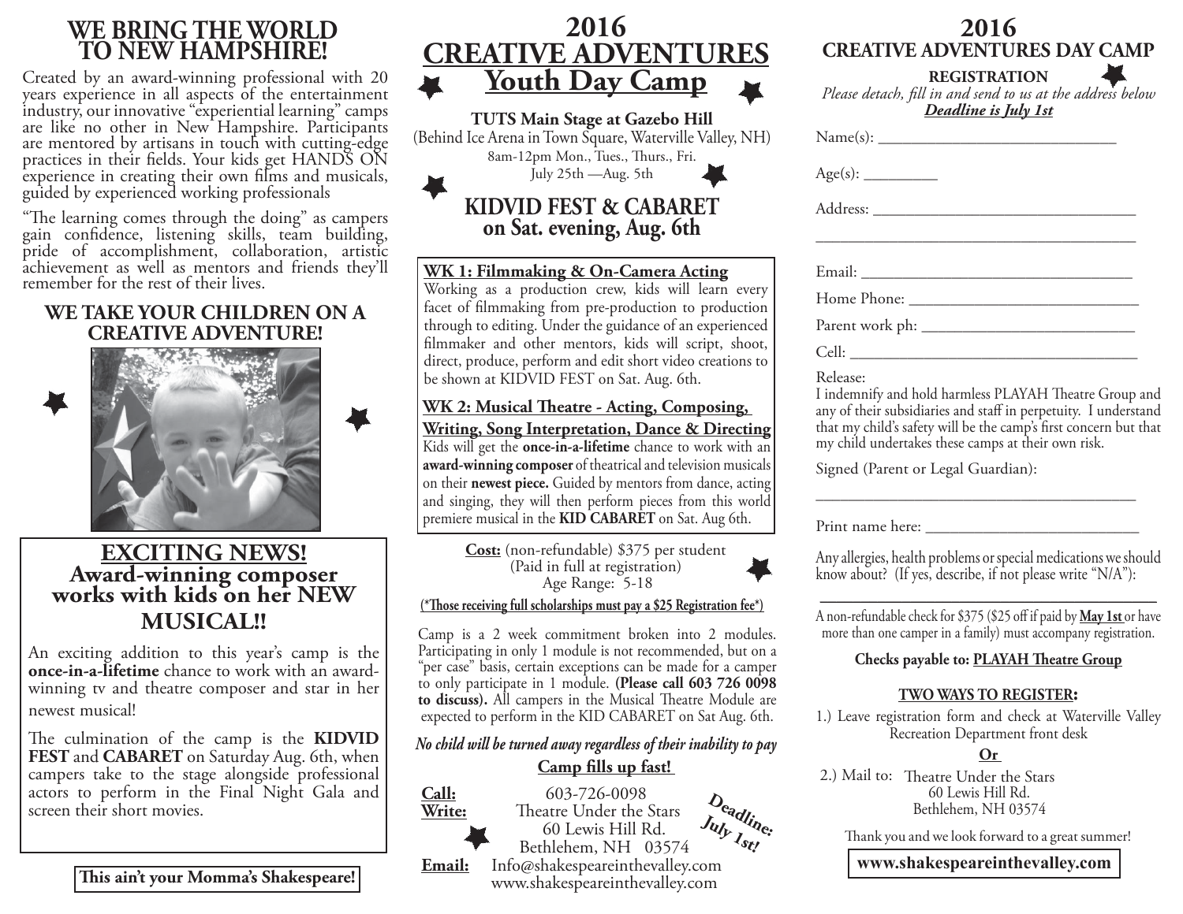# WE BRING THE WORLD TO NEW HAMPSHIRE!

Created by an award-winning professional with 20 years experience in all aspects of the entertainment industry, our innovative "experiential learning" camps are like no other in New Hampshire. Participants are mentored by artisans in touch with cutting-edge practices in their fields. Your kids get HANDS ON experience in creating their own films and musicals, guided by experienced working professionals

"The learning comes through the doing" as campers gain confidence, listening skills, team building, pride of accomplishment, collaboration, artistic achievement as well as mentors and friends they'll remember for the rest of their lives.

## WE TAKE YOUR CHILDREN ON A CREATIVE ADVENTURE!

## EXCITING NEWS!
### Award-winning composer works with kids on her NEW MUSICAL!!

An exciting addition to this year's camp is the **once-in-a-lifetime** chance to work with an award-winning tv and theatre composer and star in her newest musical!

The culmination of the camp is the **KIDVID FEST** and **CABARET** on Saturday Aug. 6th, when campers take to the stage alongside professional actors to perform in the Final Night Gala and screen their short movies.

**This ain't your Momma's Shakespeare!**

# 2016 CREATIVE ADVENTURES Youth Day Camp

**TUTS Main Stage at Gazebo Hill**
(Behind Ice Arena in Town Square, Waterville Valley, NH)
8am-12pm Mon., Tues., Thurs., Fri.
July 25th —Aug. 5th

## KIDVID FEST & CABARET on Sat. evening, Aug. 6th

**WK 1: Filmmaking & On-Camera Acting**
Working as a production crew, kids will learn every facet of filmmaking from pre-production to production through to editing. Under the guidance of an experienced filmmaker and other mentors, kids will script, shoot, direct, produce, perform and edit short video creations to be shown at KIDVID FEST on Sat. Aug. 6th.

**WK 2: Musical Theatre - Acting, Composing, Writing, Song Interpretation, Dance & Directing**
Kids will get the **once-in-a-lifetime** chance to work with an **award-winning composer** of theatrical and television musicals on their **newest piece.** Guided by mentors from dance, acting and singing, they will then perform pieces from this world premiere musical in the **KID CABARET** on Sat. Aug 6th.

**Cost:** (non-refundable) $375 per student
(Paid in full at registration)
Age Range: 5-18

**(*Those receiving full scholarships must pay a $25 Registration fee*)**

Camp is a 2 week commitment broken into 2 modules. Participating in only 1 module is not recommended, but on a "per case" basis, certain exceptions can be made for a camper to only participate in 1 module. **(Please call 603 726 0098 to discuss).** All campers in the Musical Theatre Module are expected to perform in the KID CABARET on Sat Aug. 6th.

***No child will be turned away regardless of their inability to pay***

**Camp fills up fast!**

**Call:** 603-726-0098
**Write:** Theatre Under the Stars
60 Lewis Hill Rd.
Bethlehem, NH 03574
**Email:** Info@shakespeareinthevalley.com
www.shakespeareinthevalley.com

**Deadline: July 1st!**

# 2016 CREATIVE ADVENTURES DAY CAMP

**REGISTRATION**
*Please detach, fill in and send to us at the address below*
***Deadline is July 1st***

Name(s): ______________________________

Age(s): _________

Address: ________________________________

________________________________________

Email: __________________________________

Home Phone: ____________________________

Parent work ph: __________________________

Cell: ___________________________________

Release:
I indemnify and hold harmless PLAYAH Theatre Group and any of their subsidiaries and staff in perpetuity. I understand that my child's safety will be the camp's first concern but that my child undertakes these camps at their own risk.

Signed (Parent or Legal Guardian):

________________________________________

Print name here: __________________________

Any allergies, health problems or special medications we should know about? (If yes, describe, if not please write "N/A"):

________________________________________

A non-refundable check for $375 ($25 off if paid by **May 1st** or have more than one camper in a family) must accompany registration.

**Checks payable to: PLAYAH Theatre Group**

**TWO WAYS TO REGISTER:**

1.) Leave registration form and check at Waterville Valley Recreation Department front desk

**Or**

2.) Mail to: Theatre Under the Stars
60 Lewis Hill Rd.
Bethlehem, NH 03574

Thank you and we look forward to a great summer!

**www.shakespeareinthevalley.com**